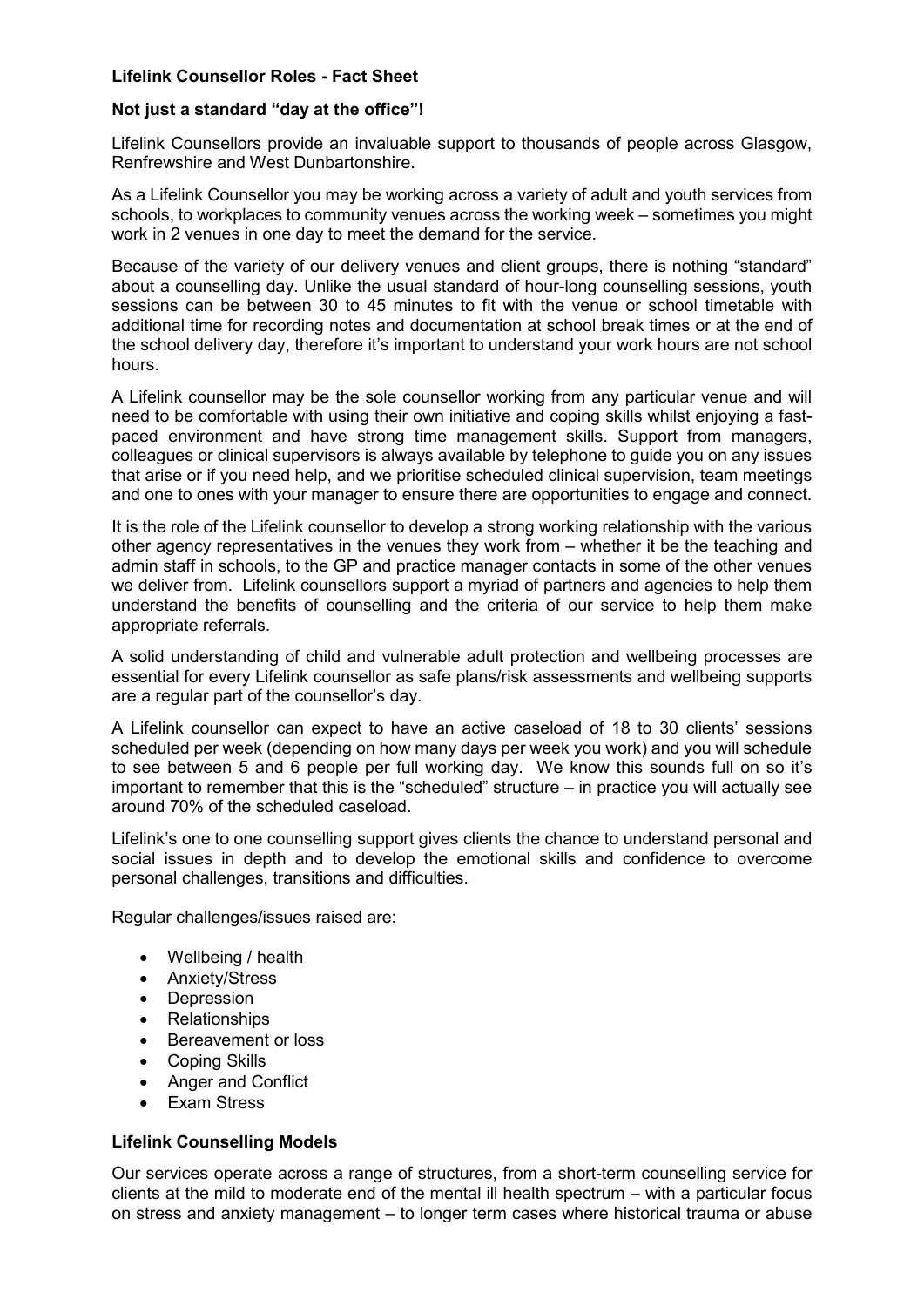**Lifelink Counsellor Roles - Fact Sheet**

**Not just a standard "day at the office"!**

Lifelink Counsellors provide an invaluable support to thousands of people across Glasgow, Renfrewshire and West Dunbartonshire.

As a Lifelink Counsellor you may be working across a variety of adult and youth services from schools, to workplaces to community venues across the working week – sometimes you might work in 2 venues in one day to meet the demand for the service.

Because of the variety of our delivery venues and client groups, there is nothing "standard" about a counselling day. Unlike the usual standard of hour-long counselling sessions, youth sessions can be between 30 to 45 minutes to fit with the venue or school timetable with additional time for recording notes and documentation at school break times or at the end of the school delivery day, therefore it's important to understand your work hours are not school hours.

A Lifelink counsellor may be the sole counsellor working from any particular venue and will need to be comfortable with using their own initiative and coping skills whilst enjoying a fast-paced environment and have strong time management skills. Support from managers, colleagues or clinical supervisors is always available by telephone to guide you on any issues that arise or if you need help, and we prioritise scheduled clinical supervision, team meetings and one to ones with your manager to ensure there are opportunities to engage and connect.

It is the role of the Lifelink counsellor to develop a strong working relationship with the various other agency representatives in the venues they work from – whether it be the teaching and admin staff in schools, to the GP and practice manager contacts in some of the other venues we deliver from. Lifelink counsellors support a myriad of partners and agencies to help them understand the benefits of counselling and the criteria of our service to help them make appropriate referrals.

A solid understanding of child and vulnerable adult protection and wellbeing processes are essential for every Lifelink counsellor as safe plans/risk assessments and wellbeing supports are a regular part of the counsellor's day.

A Lifelink counsellor can expect to have an active caseload of 18 to 30 clients' sessions scheduled per week (depending on how many days per week you work) and you will schedule to see between 5 and 6 people per full working day. We know this sounds full on so it's important to remember that this is the "scheduled" structure – in practice you will actually see around 70% of the scheduled caseload.

Lifelink's one to one counselling support gives clients the chance to understand personal and social issues in depth and to develop the emotional skills and confidence to overcome personal challenges, transitions and difficulties.

Regular challenges/issues raised are:

- Wellbeing / health
- Anxiety/Stress
- Depression
- Relationships
- Bereavement or loss
- Coping Skills
- Anger and Conflict
- Exam Stress

**Lifelink Counselling Models**

Our services operate across a range of structures, from a short-term counselling service for clients at the mild to moderate end of the mental ill health spectrum – with a particular focus on stress and anxiety management – to longer term cases where historical trauma or abuse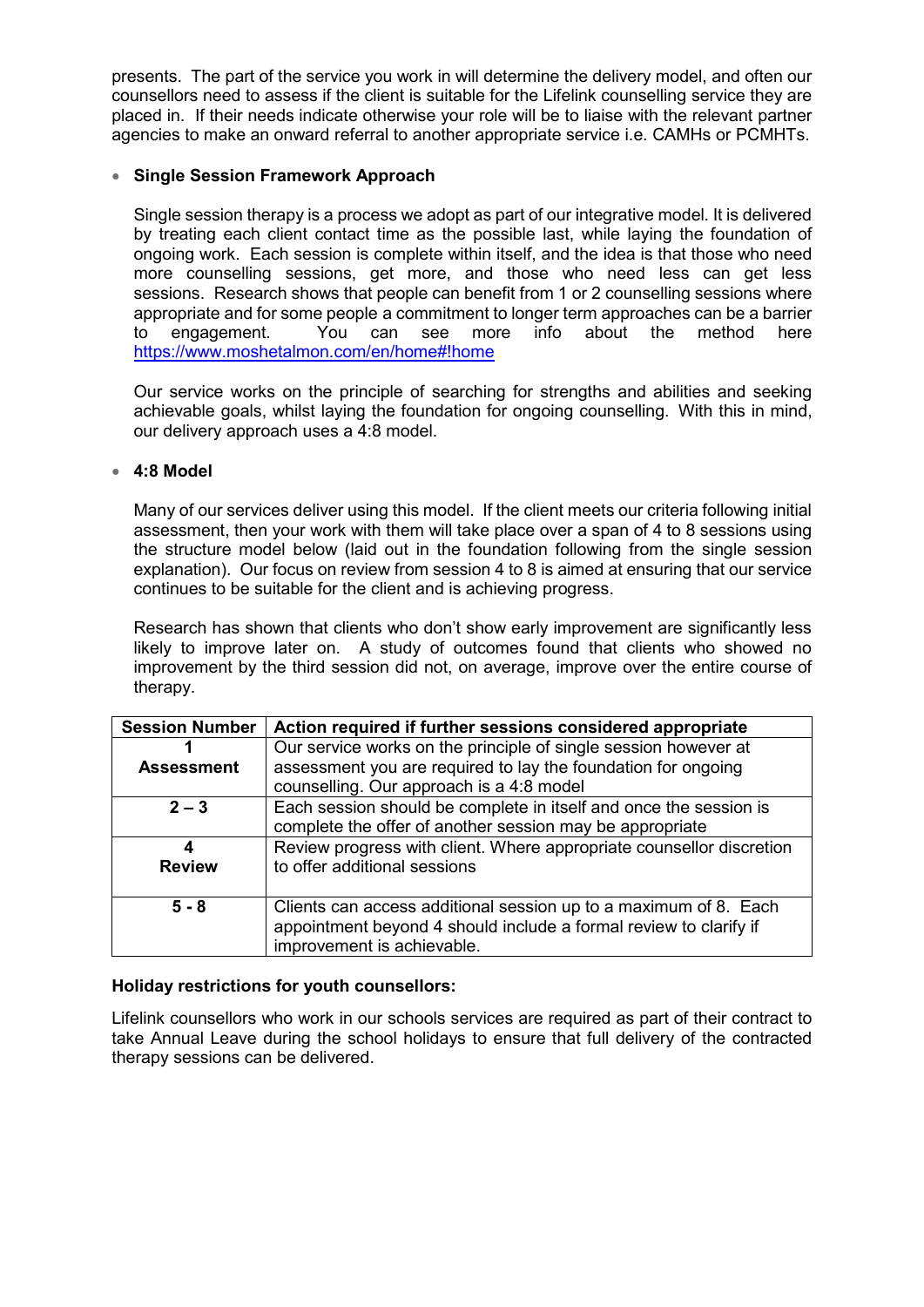presents. The part of the service you work in will determine the delivery model, and often our counsellors need to assess if the client is suitable for the Lifelink counselling service they are placed in. If their needs indicate otherwise your role will be to liaise with the relevant partner agencies to make an onward referral to another appropriate service i.e. CAMHs or PCMHTs.

- **Single Session Framework Approach**

  Single session therapy is a process we adopt as part of our integrative model. It is delivered by treating each client contact time as the possible last, while laying the foundation of ongoing work. Each session is complete within itself, and the idea is that those who need more counselling sessions, get more, and those who need less can get less sessions. Research shows that people can benefit from 1 or 2 counselling sessions where appropriate and for some people a commitment to longer term approaches can be a barrier to engagement. You can see more info about the method here https://www.moshetalmon.com/en/home#!home

  Our service works on the principle of searching for strengths and abilities and seeking achievable goals, whilst laying the foundation for ongoing counselling. With this in mind, our delivery approach uses a 4:8 model.

- **4:8 Model**

  Many of our services deliver using this model. If the client meets our criteria following initial assessment, then your work with them will take place over a span of 4 to 8 sessions using the structure model below (laid out in the foundation following from the single session explanation). Our focus on review from session 4 to 8 is aimed at ensuring that our service continues to be suitable for the client and is achieving progress.

  Research has shown that clients who don't show early improvement are significantly less likely to improve later on. A study of outcomes found that clients who showed no improvement by the third session did not, on average, improve over the entire course of therapy.

| Session Number | Action required if further sessions considered appropriate |
|---|---|
| 1<br>**Assessment** | Our service works on the principle of single session however at assessment you are required to lay the foundation for ongoing counselling. Our approach is a 4:8 model |
| **2 – 3** | Each session should be complete in itself and once the session is complete the offer of another session may be appropriate |
| **4**<br>**Review** | Review progress with client. Where appropriate counsellor discretion to offer additional sessions |
| **5 - 8** | Clients can access additional session up to a maximum of 8. Each appointment beyond 4 should include a formal review to clarify if improvement is achievable. |

**Holiday restrictions for youth counsellors:**

Lifelink counsellors who work in our schools services are required as part of their contract to take Annual Leave during the school holidays to ensure that full delivery of the contracted therapy sessions can be delivered.